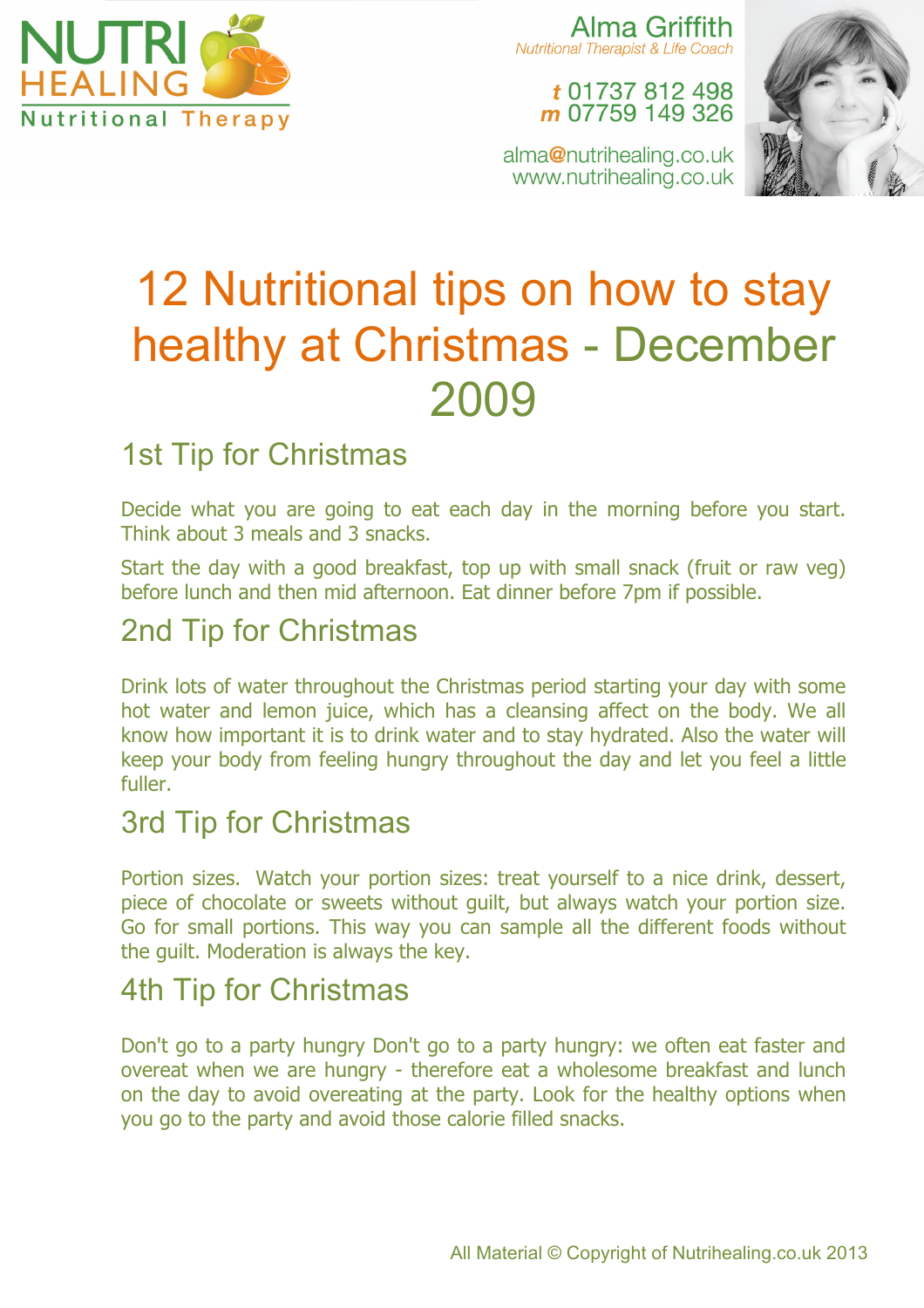NUTRI HEALING
Nutritional Therapy

Alma Griffith
*Nutritional Therapist & Life Coach*

**t** 01737 812 498
**m** 07759 149 326

alma@nutrihealing.co.uk
www.nutrihealing.co.uk

# 12 Nutritional tips on how to stay healthy at Christmas - December 2009

## 1st Tip for Christmas

Decide what you are going to eat each day in the morning before you start. Think about 3 meals and 3 snacks.

Start the day with a good breakfast, top up with small snack (fruit or raw veg) before lunch and then mid afternoon. Eat dinner before 7pm if possible.

## 2nd Tip for Christmas

Drink lots of water throughout the Christmas period starting your day with some hot water and lemon juice, which has a cleansing affect on the body. We all know how important it is to drink water and to stay hydrated. Also the water will keep your body from feeling hungry throughout the day and let you feel a little fuller.

## 3rd Tip for Christmas

Portion sizes. Watch your portion sizes: treat yourself to a nice drink, dessert, piece of chocolate or sweets without guilt, but always watch your portion size. Go for small portions. This way you can sample all the different foods without the guilt. Moderation is always the key.

## 4th Tip for Christmas

Don't go to a party hungry Don't go to a party hungry: we often eat faster and overeat when we are hungry - therefore eat a wholesome breakfast and lunch on the day to avoid overeating at the party. Look for the healthy options when you go to the party and avoid those calorie filled snacks.

All Material © Copyright of Nutrihealing.co.uk 2013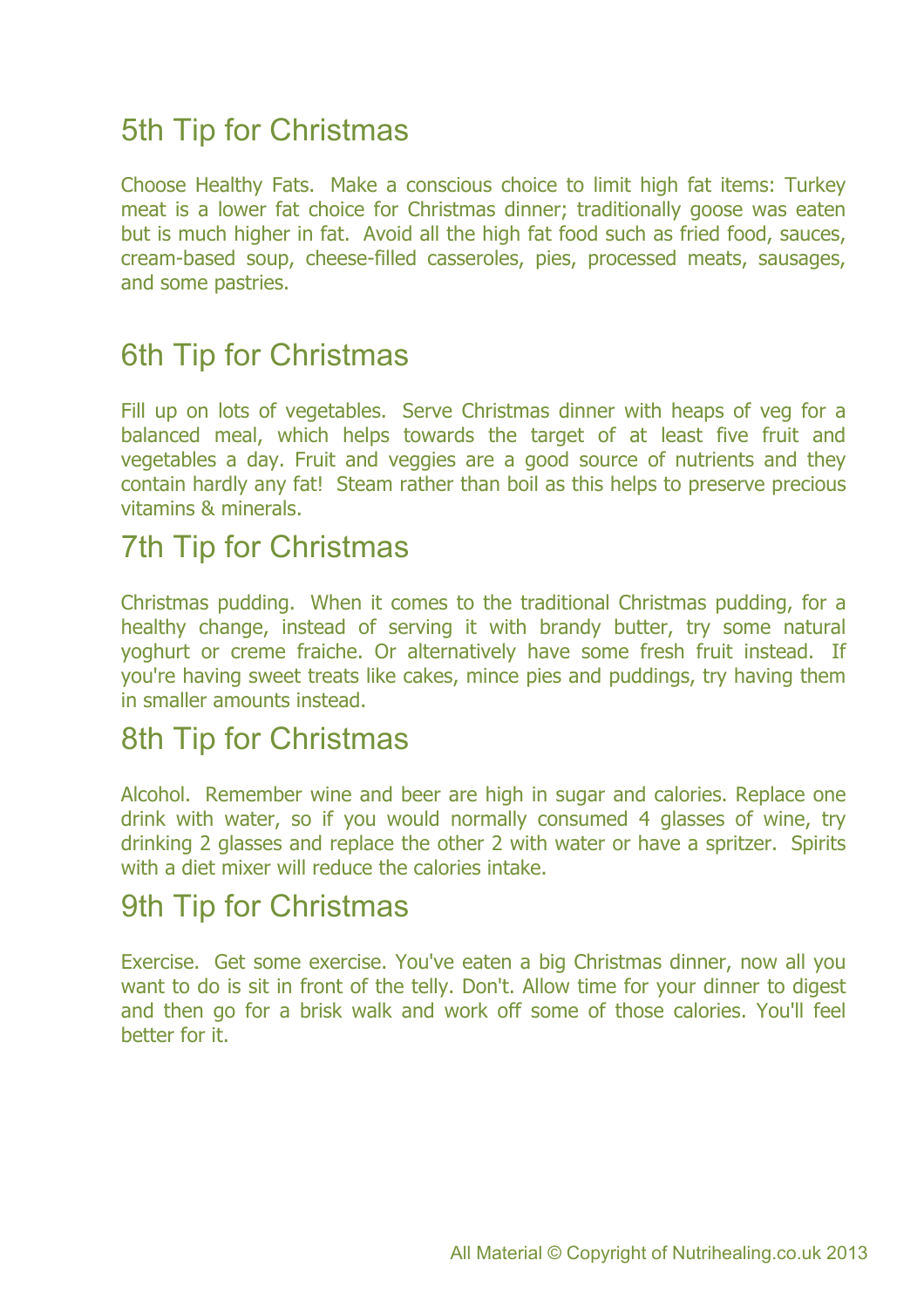## 5th Tip for Christmas

Choose Healthy Fats. Make a conscious choice to limit high fat items: Turkey meat is a lower fat choice for Christmas dinner; traditionally goose was eaten but is much higher in fat. Avoid all the high fat food such as fried food, sauces, cream-based soup, cheese-filled casseroles, pies, processed meats, sausages, and some pastries.

## 6th Tip for Christmas

Fill up on lots of vegetables. Serve Christmas dinner with heaps of veg for a balanced meal, which helps towards the target of at least five fruit and vegetables a day. Fruit and veggies are a good source of nutrients and they contain hardly any fat! Steam rather than boil as this helps to preserve precious vitamins & minerals.

## 7th Tip for Christmas

Christmas pudding. When it comes to the traditional Christmas pudding, for a healthy change, instead of serving it with brandy butter, try some natural yoghurt or creme fraiche. Or alternatively have some fresh fruit instead. If you're having sweet treats like cakes, mince pies and puddings, try having them in smaller amounts instead.

## 8th Tip for Christmas

Alcohol. Remember wine and beer are high in sugar and calories. Replace one drink with water, so if you would normally consumed 4 glasses of wine, try drinking 2 glasses and replace the other 2 with water or have a spritzer. Spirits with a diet mixer will reduce the calories intake.

## 9th Tip for Christmas

Exercise. Get some exercise. You've eaten a big Christmas dinner, now all you want to do is sit in front of the telly. Don't. Allow time for your dinner to digest and then go for a brisk walk and work off some of those calories. You'll feel better for it.

All Material © Copyright of Nutrihealing.co.uk 2013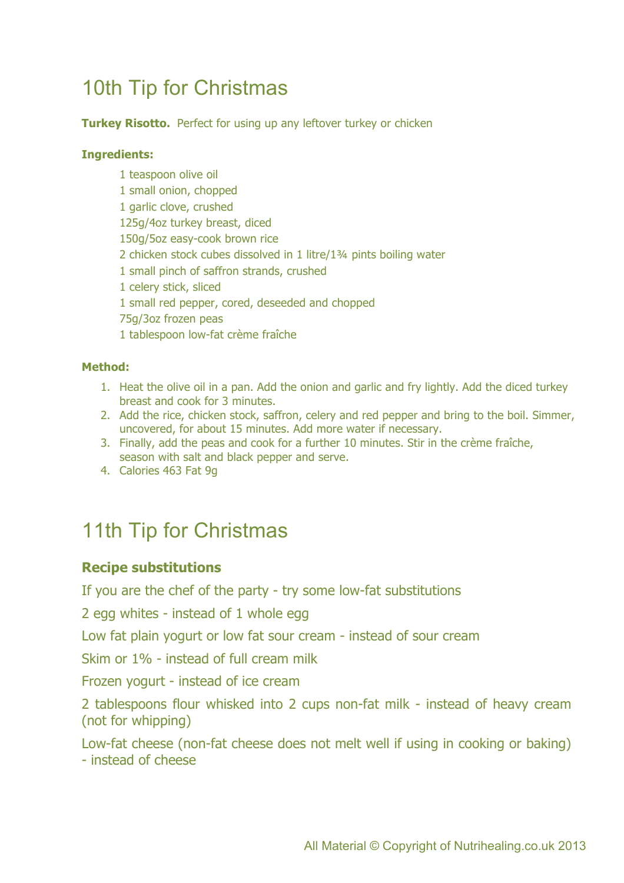# 10th Tip for Christmas

**Turkey Risotto.** Perfect for using up any leftover turkey or chicken

**Ingredients:**

1 teaspoon olive oil
1 small onion, chopped
1 garlic clove, crushed
125g/4oz turkey breast, diced
150g/5oz easy-cook brown rice
2 chicken stock cubes dissolved in 1 litre/1¾ pints boiling water
1 small pinch of saffron strands, crushed
1 celery stick, sliced
1 small red pepper, cored, deseeded and chopped
75g/3oz frozen peas
1 tablespoon low-fat crème fraîche

**Method:**

1. Heat the olive oil in a pan. Add the onion and garlic and fry lightly. Add the diced turkey breast and cook for 3 minutes.
2. Add the rice, chicken stock, saffron, celery and red pepper and bring to the boil. Simmer, uncovered, for about 15 minutes. Add more water if necessary.
3. Finally, add the peas and cook for a further 10 minutes. Stir in the crème fraîche, season with salt and black pepper and serve.
4. Calories 463 Fat 9g

# 11th Tip for Christmas

### Recipe substitutions

If you are the chef of the party - try some low-fat substitutions

2 egg whites - instead of 1 whole egg

Low fat plain yogurt or low fat sour cream - instead of sour cream

Skim or 1% - instead of full cream milk

Frozen yogurt - instead of ice cream

2 tablespoons flour whisked into 2 cups non-fat milk - instead of heavy cream (not for whipping)

Low-fat cheese (non-fat cheese does not melt well if using in cooking or baking) - instead of cheese

All Material © Copyright of Nutrihealing.co.uk 2013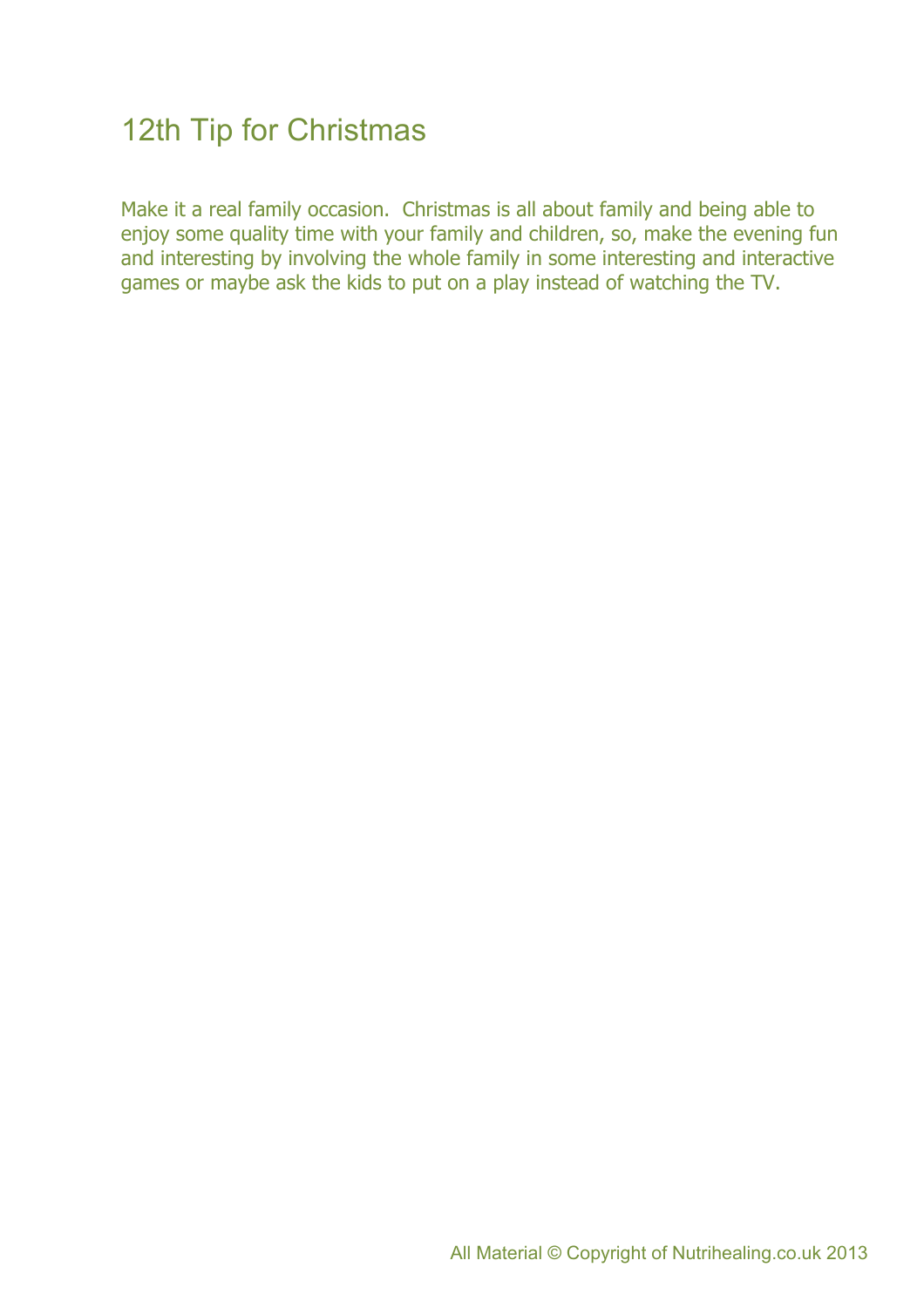# 12th Tip for Christmas

Make it a real family occasion.  Christmas is all about family and being able to enjoy some quality time with your family and children, so, make the evening fun and interesting by involving the whole family in some interesting and interactive games or maybe ask the kids to put on a play instead of watching the TV.

All Material © Copyright of Nutrihealing.co.uk 2013